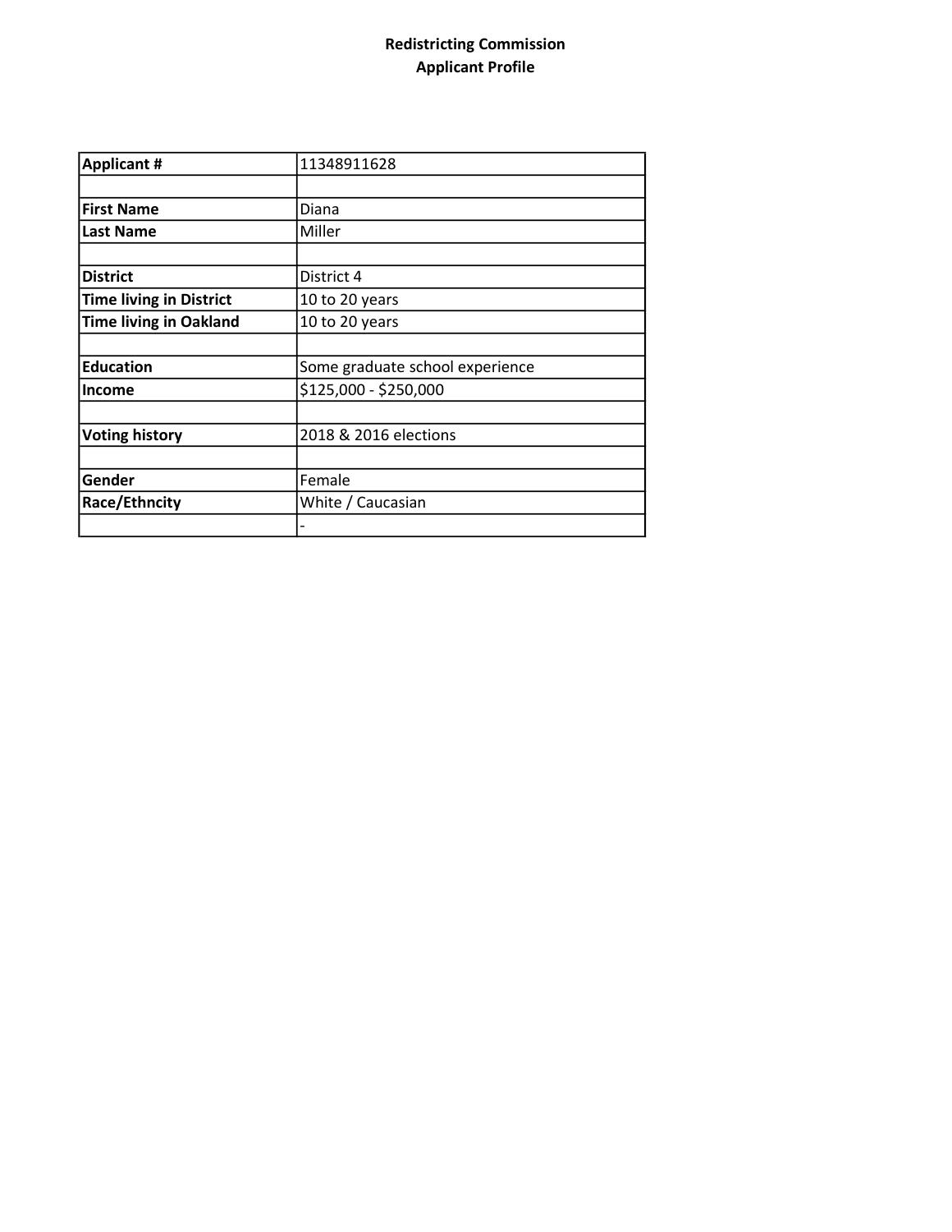**Redistricting Commission**
**Applicant Profile**

| **Applicant #** | 11348911628 |
|---|---|
| | |
| **First Name** | Diana |
| **Last Name** | Miller |
| | |
| **District** | District 4 |
| **Time living in District** | 10 to 20 years |
| **Time living in Oakland** | 10 to 20 years |
| | |
| **Education** | Some graduate school experience |
| **Income** | $125,000 - $250,000 |
| | |
| **Voting history** | 2018 & 2016 elections |
| | |
| **Gender** | Female |
| **Race/Ethncity** | White / Caucasian |
| | - |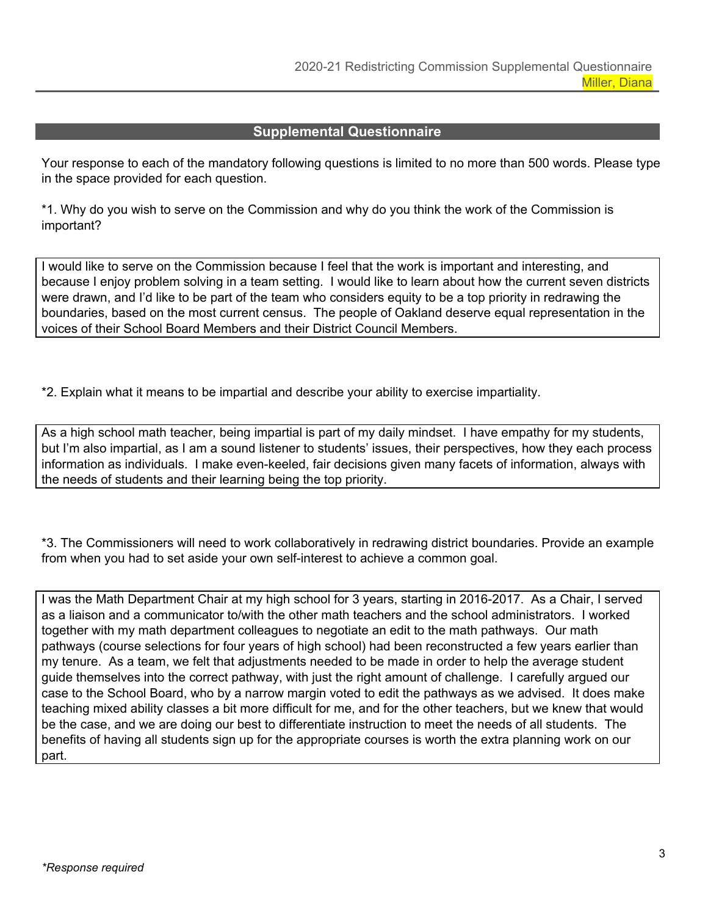## Supplemental Questionnaire

Your response to each of the mandatory following questions is limited to no more than 500 words. Please type in the space provided for each question.

*1. Why do you wish to serve on the Commission and why do you think the work of the Commission is important?

I would like to serve on the Commission because I feel that the work is important and interesting, and because I enjoy problem solving in a team setting. I would like to learn about how the current seven districts were drawn, and I'd like to be part of the team who considers equity to be a top priority in redrawing the boundaries, based on the most current census. The people of Oakland deserve equal representation in the voices of their School Board Members and their District Council Members.

*2. Explain what it means to be impartial and describe your ability to exercise impartiality.

As a high school math teacher, being impartial is part of my daily mindset. I have empathy for my students, but I'm also impartial, as I am a sound listener to students' issues, their perspectives, how they each process information as individuals. I make even-keeled, fair decisions given many facets of information, always with the needs of students and their learning being the top priority.

*3. The Commissioners will need to work collaboratively in redrawing district boundaries. Provide an example from when you had to set aside your own self-interest to achieve a common goal.

I was the Math Department Chair at my high school for 3 years, starting in 2016-2017. As a Chair, I served as a liaison and a communicator to/with the other math teachers and the school administrators. I worked together with my math department colleagues to negotiate an edit to the math pathways. Our math pathways (course selections for four years of high school) had been reconstructed a few years earlier than my tenure. As a team, we felt that adjustments needed to be made in order to help the average student guide themselves into the correct pathway, with just the right amount of challenge. I carefully argued our case to the School Board, who by a narrow margin voted to edit the pathways as we advised. It does make teaching mixed ability classes a bit more difficult for me, and for the other teachers, but we knew that would be the case, and we are doing our best to differentiate instruction to meet the needs of all students. The benefits of having all students sign up for the appropriate courses is worth the extra planning work on our part.

*Response required*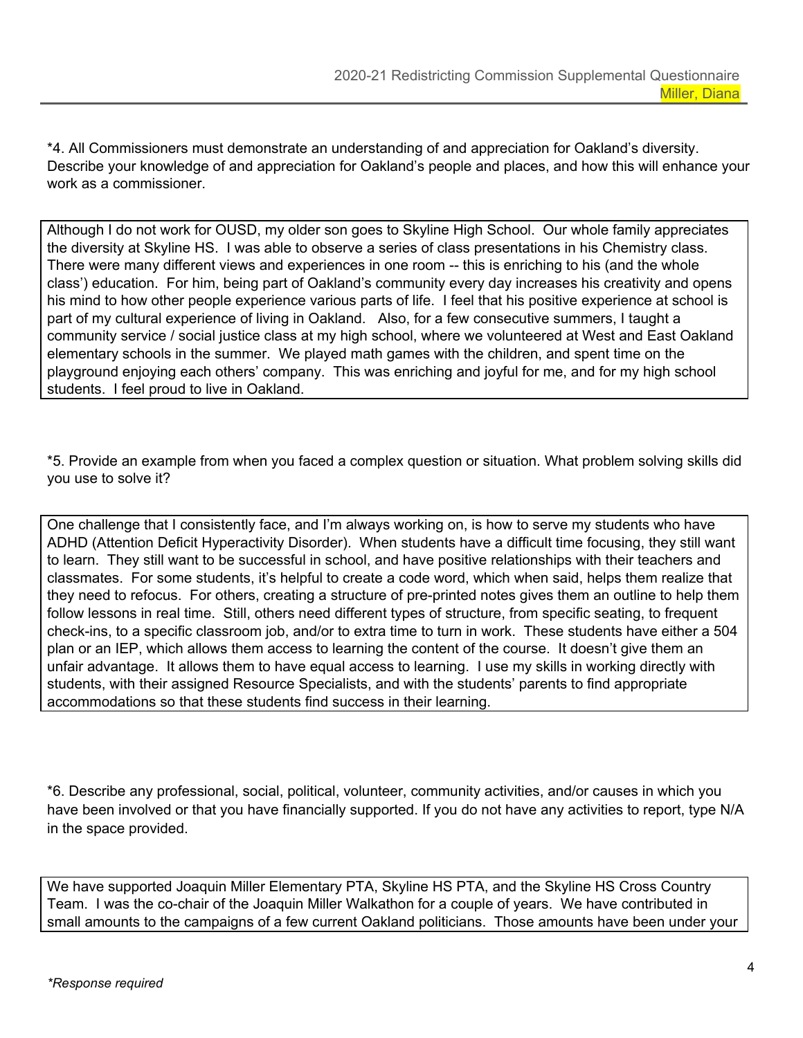*4. All Commissioners must demonstrate an understanding of and appreciation for Oakland's diversity. Describe your knowledge of and appreciation for Oakland's people and places, and how this will enhance your work as a commissioner.

Although I do not work for OUSD, my older son goes to Skyline High School. Our whole family appreciates the diversity at Skyline HS. I was able to observe a series of class presentations in his Chemistry class. There were many different views and experiences in one room -- this is enriching to his (and the whole class') education. For him, being part of Oakland's community every day increases his creativity and opens his mind to how other people experience various parts of life. I feel that his positive experience at school is part of my cultural experience of living in Oakland. Also, for a few consecutive summers, I taught a community service / social justice class at my high school, where we volunteered at West and East Oakland elementary schools in the summer. We played math games with the children, and spent time on the playground enjoying each others' company. This was enriching and joyful for me, and for my high school students. I feel proud to live in Oakland.

*5. Provide an example from when you faced a complex question or situation. What problem solving skills did you use to solve it?

One challenge that I consistently face, and I'm always working on, is how to serve my students who have ADHD (Attention Deficit Hyperactivity Disorder). When students have a difficult time focusing, they still want to learn. They still want to be successful in school, and have positive relationships with their teachers and classmates. For some students, it's helpful to create a code word, which when said, helps them realize that they need to refocus. For others, creating a structure of pre-printed notes gives them an outline to help them follow lessons in real time. Still, others need different types of structure, from specific seating, to frequent check-ins, to a specific classroom job, and/or to extra time to turn in work. These students have either a 504 plan or an IEP, which allows them access to learning the content of the course. It doesn't give them an unfair advantage. It allows them to have equal access to learning. I use my skills in working directly with students, with their assigned Resource Specialists, and with the students' parents to find appropriate accommodations so that these students find success in their learning.

*6. Describe any professional, social, political, volunteer, community activities, and/or causes in which you have been involved or that you have financially supported. If you do not have any activities to report, type N/A in the space provided.

We have supported Joaquin Miller Elementary PTA, Skyline HS PTA, and the Skyline HS Cross Country Team. I was the co-chair of the Joaquin Miller Walkathon for a couple of years. We have contributed in small amounts to the campaigns of a few current Oakland politicians. Those amounts have been under your

*\*Response required*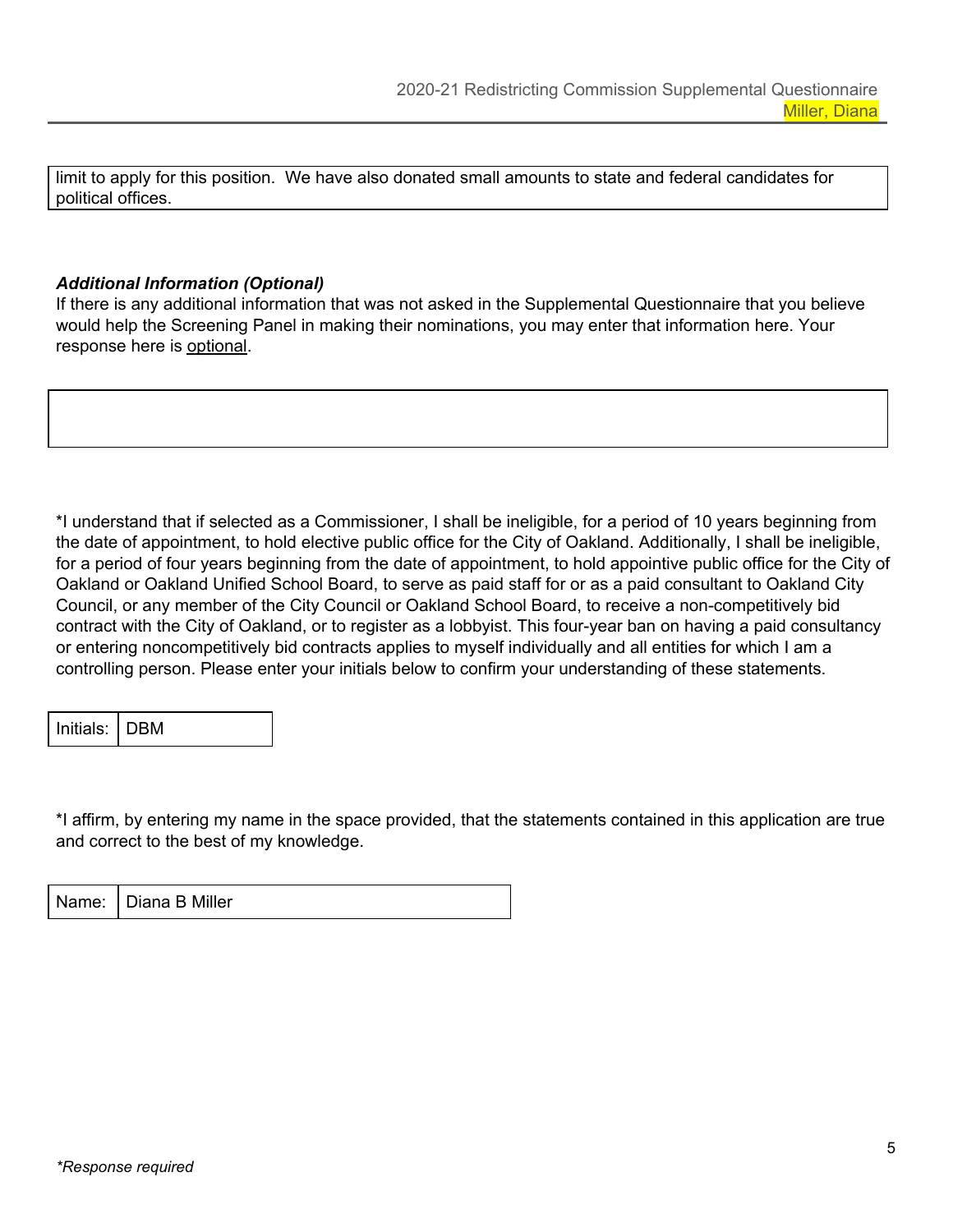limit to apply for this position. We have also donated small amounts to state and federal candidates for political offices.

***Additional Information (Optional)***

If there is any additional information that was not asked in the Supplemental Questionnaire that you believe would help the Screening Panel in making their nominations, you may enter that information here. Your response here is optional.

| |
|---|
| |

*I understand that if selected as a Commissioner, I shall be ineligible, for a period of 10 years beginning from the date of appointment, to hold elective public office for the City of Oakland. Additionally, I shall be ineligible, for a period of four years beginning from the date of appointment, to hold appointive public office for the City of Oakland or Oakland Unified School Board, to serve as paid staff for or as a paid consultant to Oakland City Council, or any member of the City Council or Oakland School Board, to receive a non-competitively bid contract with the City of Oakland, or to register as a lobbyist. This four-year ban on having a paid consultancy or entering noncompetitively bid contracts applies to myself individually and all entities for which I am a controlling person. Please enter your initials below to confirm your understanding of these statements.

| | |
|---|---|
| Initials: | DBM |

*I affirm, by entering my name in the space provided, that the statements contained in this application are true and correct to the best of my knowledge.

| | |
|---|---|
| Name: | Diana B Miller |

**Response required*